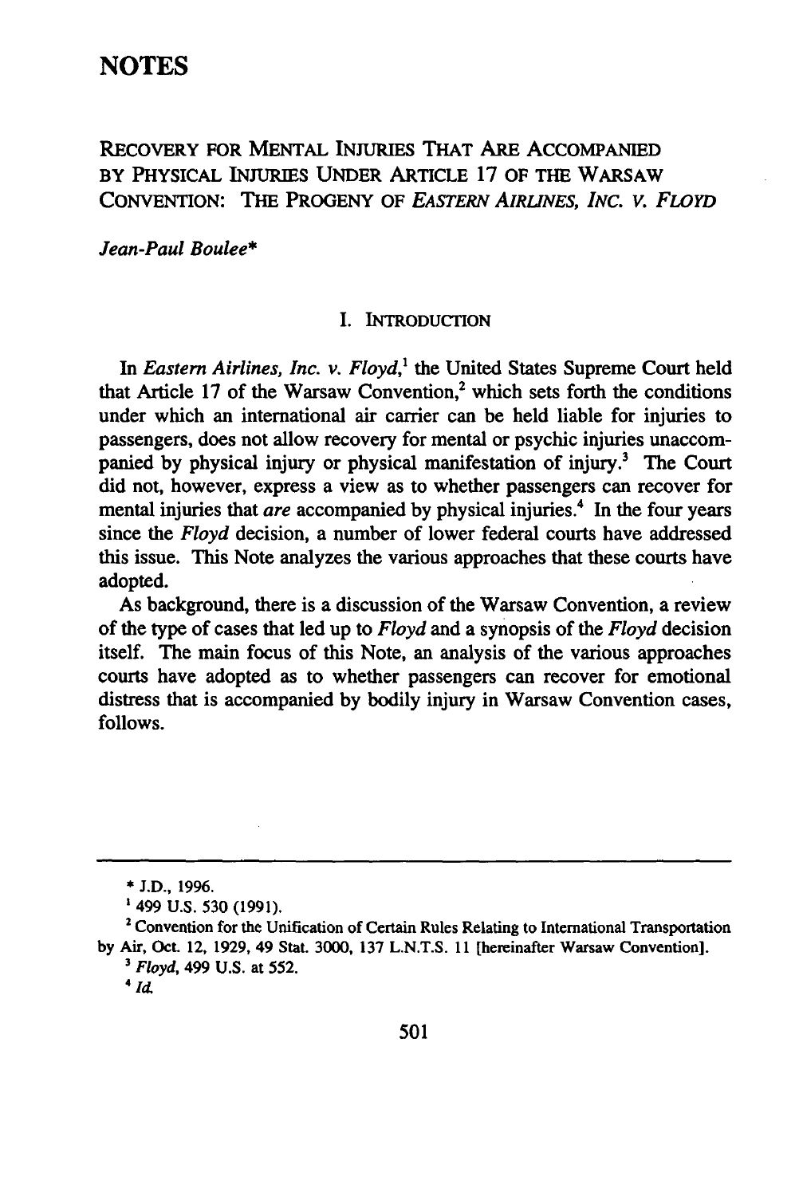# NOTES

## RECOVERY FOR MENTAL INJURIES THAT ARE ACCOMPANIED BY PHYSICAL INJURIES UNDER ARTICLE 17 OF THE WARSAW CONVENTION: THE PROGENY OF *EASTERN AIRLINES, INC. V. FLOYD*

*Jean-Paul Boulee**

### I. INTRODUCTION

In *Eastern Airlines, Inc. v. Floyd*,[1] the United States Supreme Court held that Article 17 of the Warsaw Convention,[2] which sets forth the conditions under which an international air carrier can be held liable for injuries to passengers, does not allow recovery for mental or psychic injuries unaccompanied by physical injury or physical manifestation of injury.[3] The Court did not, however, express a view as to whether passengers can recover for mental injuries that *are* accompanied by physical injuries.[4] In the four years since the *Floyd* decision, a number of lower federal courts have addressed this issue. This Note analyzes the various approaches that these courts have adopted.

As background, there is a discussion of the Warsaw Convention, a review of the type of cases that led up to *Floyd* and a synopsis of the *Floyd* decision itself. The main focus of this Note, an analysis of the various approaches courts have adopted as to whether passengers can recover for emotional distress that is accompanied by bodily injury in Warsaw Convention cases, follows.

---

\* J.D., 1996.

[1] 499 U.S. 530 (1991).

[2] Convention for the Unification of Certain Rules Relating to International Transportation by Air, Oct. 12, 1929, 49 Stat. 3000, 137 L.N.T.S. 11 [hereinafter Warsaw Convention].

[3] *Floyd*, 499 U.S. at 552.

[4] *Id.*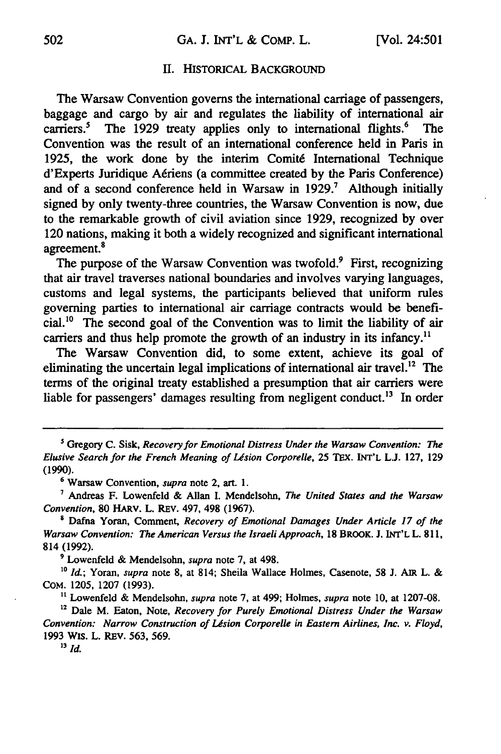## II. Historical Background

The Warsaw Convention governs the international carriage of passengers, baggage and cargo by air and regulates the liability of international air carriers.[5] The 1929 treaty applies only to international flights.[6] The Convention was the result of an international conference held in Paris in 1925, the work done by the interim Comité International Technique d'Experts Juridique Aériens (a committee created by the Paris Conference) and of a second conference held in Warsaw in 1929.[7] Although initially signed by only twenty-three countries, the Warsaw Convention is now, due to the remarkable growth of civil aviation since 1929, recognized by over 120 nations, making it both a widely recognized and significant international agreement.[8]

The purpose of the Warsaw Convention was twofold.[9] First, recognizing that air travel traverses national boundaries and involves varying languages, customs and legal systems, the participants believed that uniform rules governing parties to international air carriage contracts would be beneficial.[10] The second goal of the Convention was to limit the liability of air carriers and thus help promote the growth of an industry in its infancy.[11]

The Warsaw Convention did, to some extent, achieve its goal of eliminating the uncertain legal implications of international air travel.[12] The terms of the original treaty established a presumption that air carriers were liable for passengers' damages resulting from negligent conduct.[13] In order

---

[5] Gregory C. Sisk, *Recovery for Emotional Distress Under the Warsaw Convention: The Elusive Search for the French Meaning of Lésion Corporelle*, 25 TEX. INT'L L.J. 127, 129 (1990).

[6] Warsaw Convention, *supra* note 2, art. 1.

[7] Andreas F. Lowenfeld & Allan I. Mendelsohn, *The United States and the Warsaw Convention*, 80 HARV. L. REV. 497, 498 (1967).

[8] Dafna Yoran, Comment, *Recovery of Emotional Damages Under Article 17 of the Warsaw Convention: The American Versus the Israeli Approach*, 18 BROOK. J. INT'L L. 811, 814 (1992).

[9] Lowenfeld & Mendelsohn, *supra* note 7, at 498.

[10] *Id.*; Yoran, *supra* note 8, at 814; Sheila Wallace Holmes, Casenote, 58 J. AIR L. & COM. 1205, 1207 (1993).

[11] Lowenfeld & Mendelsohn, *supra* note 7, at 499; Holmes, *supra* note 10, at 1207-08.

[12] Dale M. Eaton, Note, *Recovery for Purely Emotional Distress Under the Warsaw Convention: Narrow Construction of Lésion Corporelle in Eastern Airlines, Inc. v. Floyd*, 1993 WIS. L. REV. 563, 569.

[13] *Id.*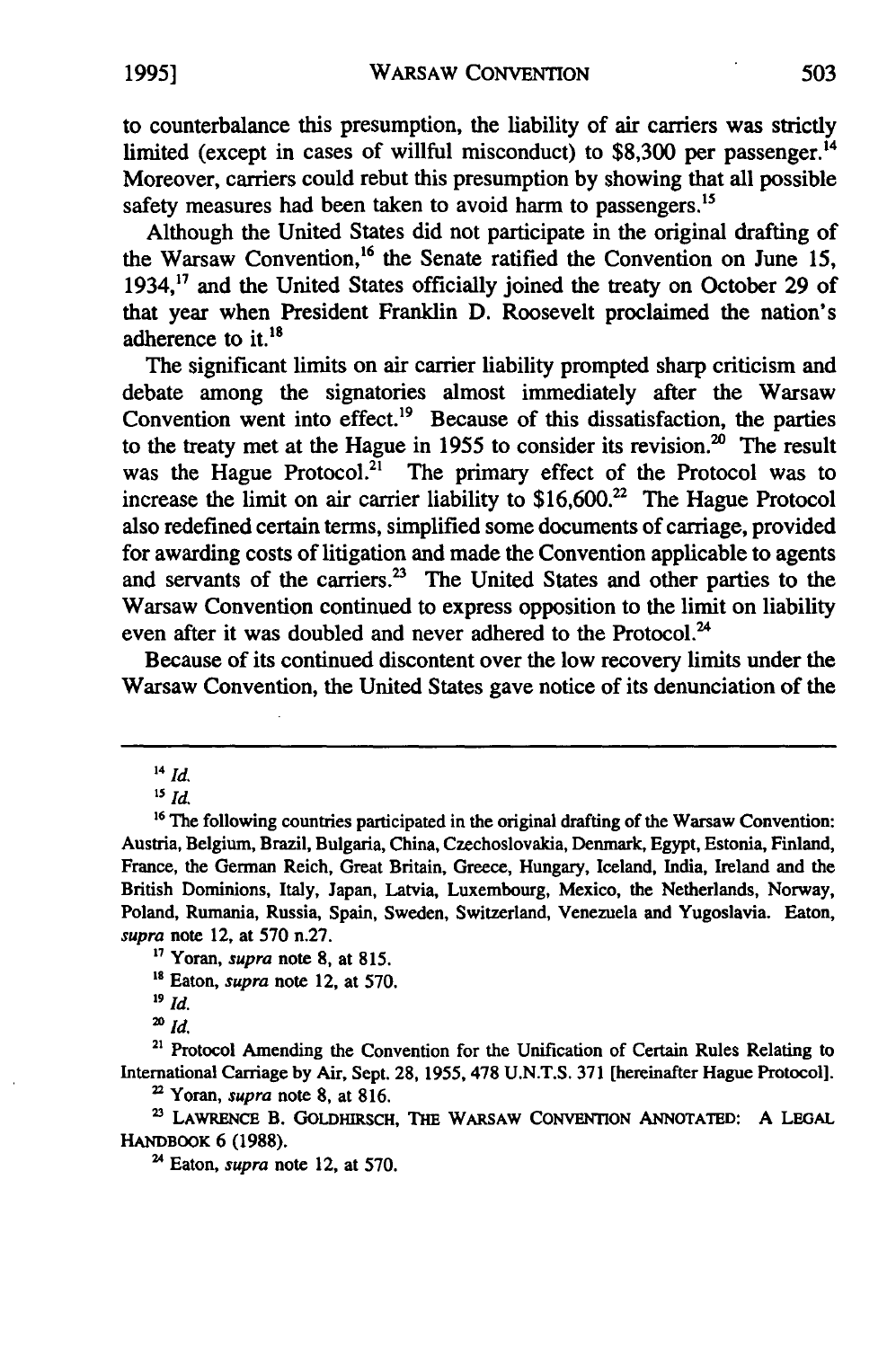to counterbalance this presumption, the liability of air carriers was strictly limited (except in cases of willful misconduct) to $8,300 per passenger.[14] Moreover, carriers could rebut this presumption by showing that all possible safety measures had been taken to avoid harm to passengers.[15]

Although the United States did not participate in the original drafting of the Warsaw Convention,[16] the Senate ratified the Convention on June 15, 1934,[17] and the United States officially joined the treaty on October 29 of that year when President Franklin D. Roosevelt proclaimed the nation's adherence to it.[18]

The significant limits on air carrier liability prompted sharp criticism and debate among the signatories almost immediately after the Warsaw Convention went into effect.[19] Because of this dissatisfaction, the parties to the treaty met at the Hague in 1955 to consider its revision.[20] The result was the Hague Protocol.[21] The primary effect of the Protocol was to increase the limit on air carrier liability to $16,600.[22] The Hague Protocol also redefined certain terms, simplified some documents of carriage, provided for awarding costs of litigation and made the Convention applicable to agents and servants of the carriers.[23] The United States and other parties to the Warsaw Convention continued to express opposition to the limit on liability even after it was doubled and never adhered to the Protocol.[24]

Because of its continued discontent over the low recovery limits under the Warsaw Convention, the United States gave notice of its denunciation of the

---

[14] *Id.*

[15] *Id.*

[16] The following countries participated in the original drafting of the Warsaw Convention: Austria, Belgium, Brazil, Bulgaria, China, Czechoslovakia, Denmark, Egypt, Estonia, Finland, France, the German Reich, Great Britain, Greece, Hungary, Iceland, India, Ireland and the British Dominions, Italy, Japan, Latvia, Luxembourg, Mexico, the Netherlands, Norway, Poland, Rumania, Russia, Spain, Sweden, Switzerland, Venezuela and Yugoslavia. Eaton, *supra* note 12, at 570 n.27.

[17] Yoran, *supra* note 8, at 815.

[18] Eaton, *supra* note 12, at 570.

[19] *Id.*

[20] *Id.*

[21] Protocol Amending the Convention for the Unification of Certain Rules Relating to International Carriage by Air, Sept. 28, 1955, 478 U.N.T.S. 371 [hereinafter Hague Protocol].

[22] Yoran, *supra* note 8, at 816.

[23] LAWRENCE B. GOLDHIRSCH, THE WARSAW CONVENTION ANNOTATED: A LEGAL HANDBOOK 6 (1988).

[24] Eaton, *supra* note 12, at 570.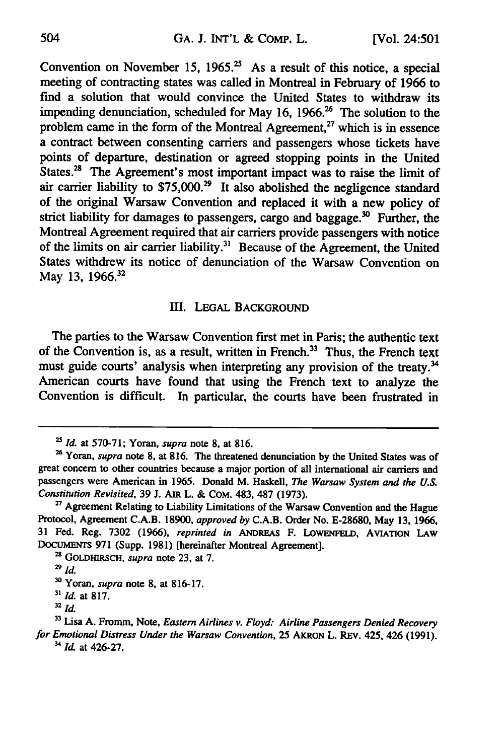Convention on November 15, 1965.[25] As a result of this notice, a special meeting of contracting states was called in Montreal in February of 1966 to find a solution that would convince the United States to withdraw its impending denunciation, scheduled for May 16, 1966.[26] The solution to the problem came in the form of the Montreal Agreement,[27] which is in essence a contract between consenting carriers and passengers whose tickets have points of departure, destination or agreed stopping points in the United States.[28] The Agreement's most important impact was to raise the limit of air carrier liability to $75,000.[29] It also abolished the negligence standard of the original Warsaw Convention and replaced it with a new policy of strict liability for damages to passengers, cargo and baggage.[30] Further, the Montreal Agreement required that air carriers provide passengers with notice of the limits on air carrier liability.[31] Because of the Agreement, the United States withdrew its notice of denunciation of the Warsaw Convention on May 13, 1966.[32]

## III. LEGAL BACKGROUND

The parties to the Warsaw Convention first met in Paris; the authentic text of the Convention is, as a result, written in French.[33] Thus, the French text must guide courts' analysis when interpreting any provision of the treaty.[34] American courts have found that using the French text to analyze the Convention is difficult. In particular, the courts have been frustrated in

---

[25] *Id.* at 570-71; Yoran, *supra* note 8, at 816.

[26] Yoran, *supra* note 8, at 816. The threatened denunciation by the United States was of great concern to other countries because a major portion of all international air carriers and passengers were American in 1965. Donald M. Haskell, *The Warsaw System and the U.S. Constitution Revisited*, 39 J. AIR L. & COM. 483, 487 (1973).

[27] Agreement Relating to Liability Limitations of the Warsaw Convention and the Hague Protocol, Agreement C.A.B. 18900, *approved by* C.A.B. Order No. E-28680, May 13, 1966, 31 Fed. Reg. 7302 (1966), *reprinted in* ANDREAS F. LOWENFELD, AVIATION LAW DOCUMENTS 971 (Supp. 1981) [hereinafter Montreal Agreement].

[28] GOLDHIRSCH, *supra* note 23, at 7.

[29] *Id.*

[30] Yoran, *supra* note 8, at 816-17.

[31] *Id.* at 817.

[32] *Id.*

[33] Lisa A. Fromm, Note, *Eastern Airlines v. Floyd: Airline Passengers Denied Recovery for Emotional Distress Under the Warsaw Convention*, 25 AKRON L. REV. 425, 426 (1991).

[34] *Id.* at 426-27.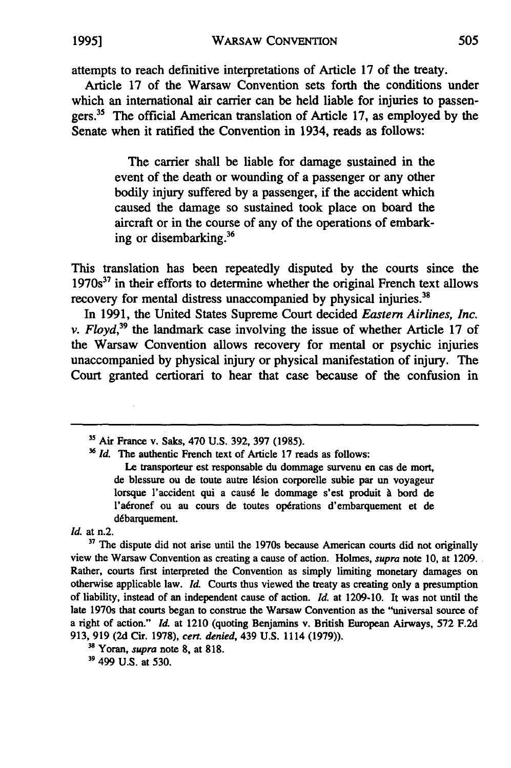attempts to reach definitive interpretations of Article 17 of the treaty.

Article 17 of the Warsaw Convention sets forth the conditions under which an international air carrier can be held liable for injuries to passengers.[35] The official American translation of Article 17, as employed by the Senate when it ratified the Convention in 1934, reads as follows:

> The carrier shall be liable for damage sustained in the event of the death or wounding of a passenger or any other bodily injury suffered by a passenger, if the accident which caused the damage so sustained took place on board the aircraft or in the course of any of the operations of embarking or disembarking.[36]

This translation has been repeatedly disputed by the courts since the 1970s[37] in their efforts to determine whether the original French text allows recovery for mental distress unaccompanied by physical injuries.[38]

In 1991, the United States Supreme Court decided *Eastern Airlines, Inc. v. Floyd*,[39] the landmark case involving the issue of whether Article 17 of the Warsaw Convention allows recovery for mental or psychic injuries unaccompanied by physical injury or physical manifestation of injury. The Court granted certiorari to hear that case because of the confusion in

---

[35] Air France v. Saks, 470 U.S. 392, 397 (1985).

[36] *Id.* The authentic French text of Article 17 reads as follows:

> Le transporteur est responsable du dommage survenu en cas de mort, de blessure ou de toute autre lésion corporelle subie par un voyageur lorsque l'accident qui a causé le dommage s'est produit à bord de l'aéronef ou au cours de toutes opérations d'embarquement et de débarquement.

*Id.* at n.2.

[37] The dispute did not arise until the 1970s because American courts did not originally view the Warsaw Convention as creating a cause of action. Holmes, *supra* note 10, at 1209. Rather, courts first interpreted the Convention as simply limiting monetary damages on otherwise applicable law. *Id.* Courts thus viewed the treaty as creating only a presumption of liability, instead of an independent cause of action. *Id.* at 1209-10. It was not until the late 1970s that courts began to construe the Warsaw Convention as the "universal source of a right of action." *Id.* at 1210 (quoting Benjamins v. British European Airways, 572 F.2d 913, 919 (2d Cir. 1978), *cert. denied*, 439 U.S. 1114 (1979)).

[38] Yoran, *supra* note 8, at 818.

[39] 499 U.S. at 530.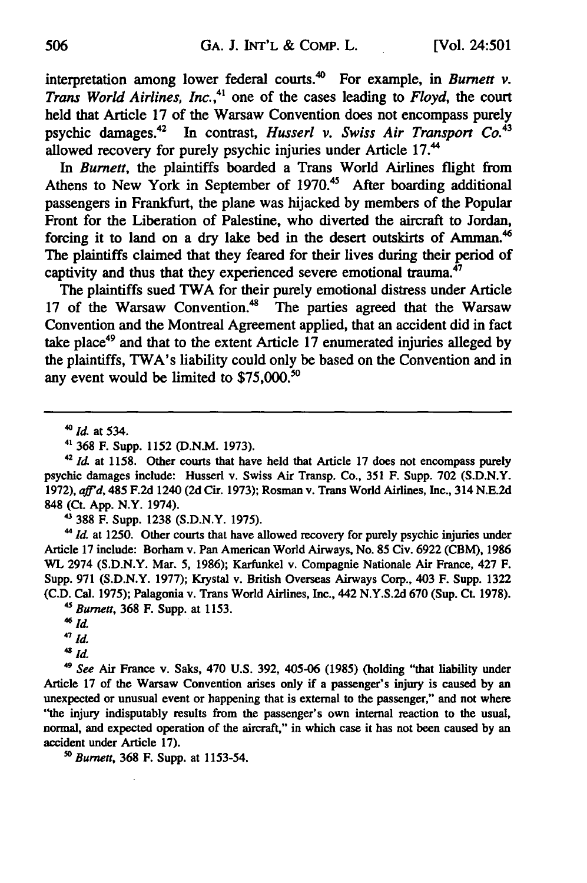interpretation among lower federal courts.[40] For example, in *Burnett v. Trans World Airlines, Inc.*,[41] one of the cases leading to *Floyd*, the court held that Article 17 of the Warsaw Convention does not encompass purely psychic damages.[42] In contrast, *Husserl v. Swiss Air Transport Co.*[43] allowed recovery for purely psychic injuries under Article 17.[44]

In *Burnett*, the plaintiffs boarded a Trans World Airlines flight from Athens to New York in September of 1970.[45] After boarding additional passengers in Frankfurt, the plane was hijacked by members of the Popular Front for the Liberation of Palestine, who diverted the aircraft to Jordan, forcing it to land on a dry lake bed in the desert outskirts of Amman.[46] The plaintiffs claimed that they feared for their lives during their period of captivity and thus that they experienced severe emotional trauma.[47]

The plaintiffs sued TWA for their purely emotional distress under Article 17 of the Warsaw Convention.[48] The parties agreed that the Warsaw Convention and the Montreal Agreement applied, that an accident did in fact take place[49] and that to the extent Article 17 enumerated injuries alleged by the plaintiffs, TWA's liability could only be based on the Convention and in any event would be limited to $75,000.[50]

---

[40] *Id.* at 534.

[41] 368 F. Supp. 1152 (D.N.M. 1973).

[42] *Id.* at 1158. Other courts that have held that Article 17 does not encompass purely psychic damages include: Husserl v. Swiss Air Transp. Co., 351 F. Supp. 702 (S.D.N.Y. 1972), *aff'd*, 485 F.2d 1240 (2d Cir. 1973); Rosman v. Trans World Airlines, Inc., 314 N.E.2d 848 (Ct. App. N.Y. 1974).

[43] 388 F. Supp. 1238 (S.D.N.Y. 1975).

[44] *Id.* at 1250. Other courts that have allowed recovery for purely psychic injuries under Article 17 include: Borham v. Pan American World Airways, No. 85 Civ. 6922 (CBM), 1986 WL 2974 (S.D.N.Y. Mar. 5, 1986); Karfunkel v. Compagnie Nationale Air France, 427 F. Supp. 971 (S.D.N.Y. 1977); Krystal v. British Overseas Airways Corp., 403 F. Supp. 1322 (C.D. Cal. 1975); Palagonia v. Trans World Airlines, Inc., 442 N.Y.S.2d 670 (Sup. Ct. 1978).

[45] *Burnett*, 368 F. Supp. at 1153.

[46] *Id.*

[47] *Id.*

[48] *Id.*

[49] *See* Air France v. Saks, 470 U.S. 392, 405-06 (1985) (holding "that liability under Article 17 of the Warsaw Convention arises only if a passenger's injury is caused by an unexpected or unusual event or happening that is external to the passenger," and not where "the injury indisputably results from the passenger's own internal reaction to the usual, normal, and expected operation of the aircraft," in which case it has not been caused by an accident under Article 17).

[50] *Burnett*, 368 F. Supp. at 1153-54.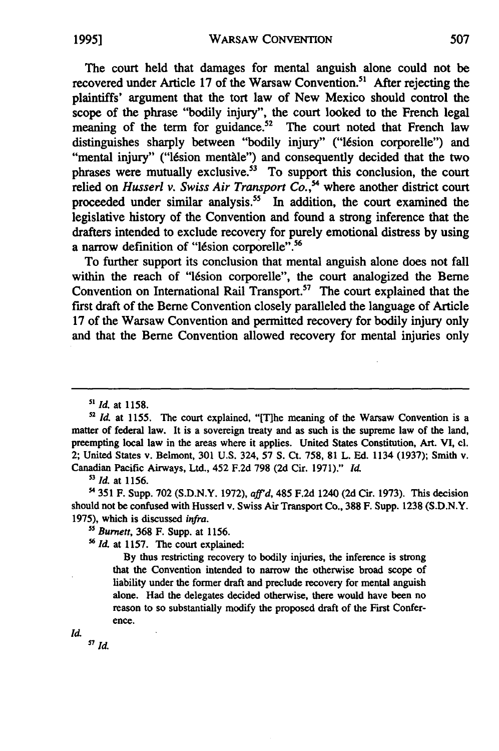The court held that damages for mental anguish alone could not be recovered under Article 17 of the Warsaw Convention.[51] After rejecting the plaintiffs' argument that the tort law of New Mexico should control the scope of the phrase "bodily injury", the court looked to the French legal meaning of the term for guidance.[52] The court noted that French law distinguishes sharply between "bodily injury" ("lésion corporelle") and "mental injury" ("lésion mentàle") and consequently decided that the two phrases were mutually exclusive.[53] To support this conclusion, the court relied on *Husserl v. Swiss Air Transport Co.*,[54] where another district court proceeded under similar analysis.[55] In addition, the court examined the legislative history of the Convention and found a strong inference that the drafters intended to exclude recovery for purely emotional distress by using a narrow definition of "lésion corporelle".[56]

To further support its conclusion that mental anguish alone does not fall within the reach of "lésion corporelle", the court analogized the Berne Convention on International Rail Transport.[57] The court explained that the first draft of the Berne Convention closely paralleled the language of Article 17 of the Warsaw Convention and permitted recovery for bodily injury only and that the Berne Convention allowed recovery for mental injuries only

---

[51] *Id.* at 1158.

[52] *Id.* at 1155. The court explained, "[T]he meaning of the Warsaw Convention is a matter of federal law. It is a sovereign treaty and as such is the supreme law of the land, preempting local law in the areas where it applies. United States Constitution, Art. VI, cl. 2; United States v. Belmont, 301 U.S. 324, 57 S. Ct. 758, 81 L. Ed. 1134 (1937); Smith v. Canadian Pacific Airways, Ltd., 452 F.2d 798 (2d Cir. 1971)." *Id.*

[53] *Id.* at 1156.

[54] 351 F. Supp. 702 (S.D.N.Y. 1972), *aff'd*, 485 F.2d 1240 (2d Cir. 1973). This decision should not be confused with Husserl v. Swiss Air Transport Co., 388 F. Supp. 1238 (S.D.N.Y. 1975), which is discussed *infra*.

[55] *Burnett*, 368 F. Supp. at 1156.

[56] *Id.* at 1157. The court explained:

> By thus restricting recovery to bodily injuries, the inference is strong that the Convention intended to narrow the otherwise broad scope of liability under the former draft and preclude recovery for mental anguish alone. Had the delegates decided otherwise, there would have been no reason to so substantially modify the proposed draft of the First Conference.

*Id.*

[57] *Id.*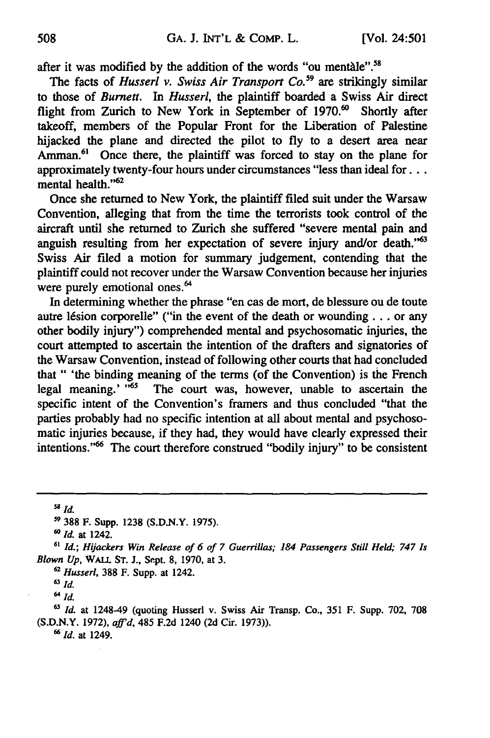after it was modified by the addition of the words "ou mentàle".[58]

The facts of *Husserl v. Swiss Air Transport Co.*[59] are strikingly similar to those of *Burnett*. In *Husserl*, the plaintiff boarded a Swiss Air direct flight from Zurich to New York in September of 1970.[60] Shortly after takeoff, members of the Popular Front for the Liberation of Palestine hijacked the plane and directed the pilot to fly to a desert area near Amman.[61] Once there, the plaintiff was forced to stay on the plane for approximately twenty-four hours under circumstances "less than ideal for . . . mental health."[62]

Once she returned to New York, the plaintiff filed suit under the Warsaw Convention, alleging that from the time the terrorists took control of the aircraft until she returned to Zurich she suffered "severe mental pain and anguish resulting from her expectation of severe injury and/or death."[63] Swiss Air filed a motion for summary judgement, contending that the plaintiff could not recover under the Warsaw Convention because her injuries were purely emotional ones.[64]

In determining whether the phrase "en cas de mort, de blessure ou de toute autre lésion corporelle" ("in the event of the death or wounding . . . or any other bodily injury") comprehended mental and psychosomatic injuries, the court attempted to ascertain the intention of the drafters and signatories of the Warsaw Convention, instead of following other courts that had concluded that " 'the binding meaning of the terms (of the Convention) is the French legal meaning.' "[65] The court was, however, unable to ascertain the specific intent of the Convention's framers and thus concluded "that the parties probably had no specific intention at all about mental and psychosomatic injuries because, if they had, they would have clearly expressed their intentions."[66] The court therefore construed "bodily injury" to be consistent

---

[58] *Id.*

[59] 388 F. Supp. 1238 (S.D.N.Y. 1975).

[60] *Id.* at 1242.

[61] *Id.*; *Hijackers Win Release of 6 of 7 Guerrillas; 184 Passengers Still Held; 747 Is Blown Up*, WALL ST. J., Sept. 8, 1970, at 3.

[62] *Husserl*, 388 F. Supp. at 1242.

[63] *Id.*

[64] *Id.*

[65] *Id.* at 1248-49 (quoting Husserl v. Swiss Air Transp. Co., 351 F. Supp. 702, 708 (S.D.N.Y. 1972), *aff'd*, 485 F.2d 1240 (2d Cir. 1973)).

[66] *Id.* at 1249.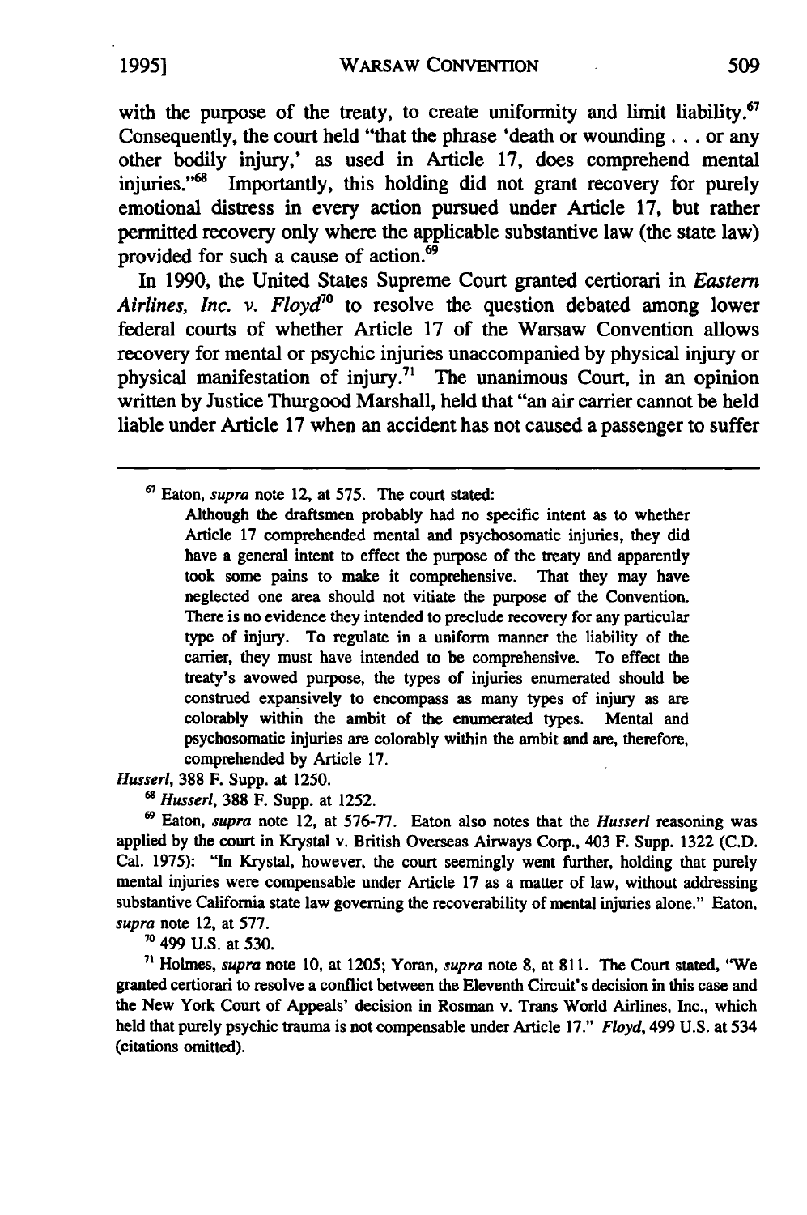with the purpose of the treaty, to create uniformity and limit liability.[67] Consequently, the court held "that the phrase 'death or wounding . . . or any other bodily injury,' as used in Article 17, does comprehend mental injuries."[68] Importantly, this holding did not grant recovery for purely emotional distress in every action pursued under Article 17, but rather permitted recovery only where the applicable substantive law (the state law) provided for such a cause of action.[69]

In 1990, the United States Supreme Court granted certiorari in *Eastern Airlines, Inc. v. Floyd*[70] to resolve the question debated among lower federal courts of whether Article 17 of the Warsaw Convention allows recovery for mental or psychic injuries unaccompanied by physical injury or physical manifestation of injury.[71] The unanimous Court, in an opinion written by Justice Thurgood Marshall, held that "an air carrier cannot be held liable under Article 17 when an accident has not caused a passenger to suffer

---

[67] Eaton, *supra* note 12, at 575. The court stated:

> Although the draftsmen probably had no specific intent as to whether Article 17 comprehended mental and psychosomatic injuries, they did have a general intent to effect the purpose of the treaty and apparently took some pains to make it comprehensive. That they may have neglected one area should not vitiate the purpose of the Convention. There is no evidence they intended to preclude recovery for any particular type of injury. To regulate in a uniform manner the liability of the carrier, they must have intended to be comprehensive. To effect the treaty's avowed purpose, the types of injuries enumerated should be construed expansively to encompass as many types of injury as are colorably within the ambit of the enumerated types. Mental and psychosomatic injuries are colorably within the ambit and are, therefore, comprehended by Article 17.

*Husserl*, 388 F. Supp. at 1250.

[68] *Husserl*, 388 F. Supp. at 1252.

[69] Eaton, *supra* note 12, at 576-77. Eaton also notes that the *Husserl* reasoning was applied by the court in Krystal v. British Overseas Airways Corp., 403 F. Supp. 1322 (C.D. Cal. 1975): "In Krystal, however, the court seemingly went further, holding that purely mental injuries were compensable under Article 17 as a matter of law, without addressing substantive California state law governing the recoverability of mental injuries alone." Eaton, *supra* note 12, at 577.

[70] 499 U.S. at 530.

[71] Holmes, *supra* note 10, at 1205; Yoran, *supra* note 8, at 811. The Court stated, "We granted certiorari to resolve a conflict between the Eleventh Circuit's decision in this case and the New York Court of Appeals' decision in Rosman v. Trans World Airlines, Inc., which held that purely psychic trauma is not compensable under Article 17." *Floyd*, 499 U.S. at 534 (citations omitted).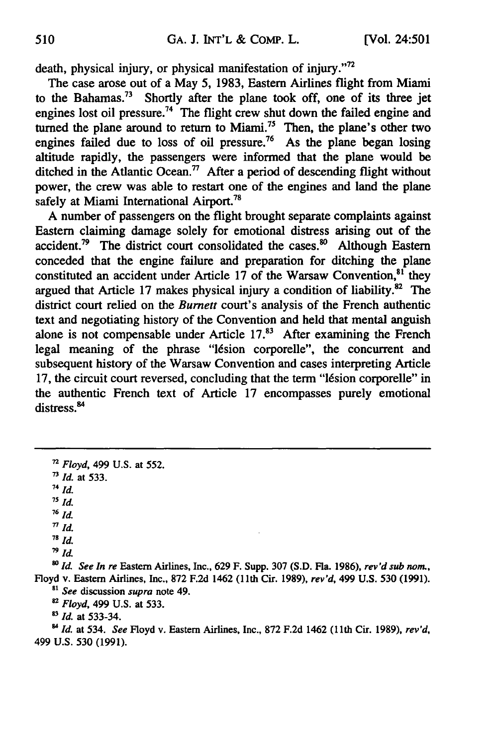death, physical injury, or physical manifestation of injury."[72]

The case arose out of a May 5, 1983, Eastern Airlines flight from Miami to the Bahamas.[73] Shortly after the plane took off, one of its three jet engines lost oil pressure.[74] The flight crew shut down the failed engine and turned the plane around to return to Miami.[75] Then, the plane's other two engines failed due to loss of oil pressure.[76] As the plane began losing altitude rapidly, the passengers were informed that the plane would be ditched in the Atlantic Ocean.[77] After a period of descending flight without power, the crew was able to restart one of the engines and land the plane safely at Miami International Airport.[78]

A number of passengers on the flight brought separate complaints against Eastern claiming damage solely for emotional distress arising out of the accident.[79] The district court consolidated the cases.[80] Although Eastern conceded that the engine failure and preparation for ditching the plane constituted an accident under Article 17 of the Warsaw Convention,[81] they argued that Article 17 makes physical injury a condition of liability.[82] The district court relied on the *Burnett* court's analysis of the French authentic text and negotiating history of the Convention and held that mental anguish alone is not compensable under Article 17.[83] After examining the French legal meaning of the phrase "lésion corporelle", the concurrent and subsequent history of the Warsaw Convention and cases interpreting Article 17, the circuit court reversed, concluding that the term "lésion corporelle" in the authentic French text of Article 17 encompasses purely emotional distress.[84]

---

[72] *Floyd*, 499 U.S. at 552.

[73] *Id.* at 533.

[74] *Id.*

[75] *Id.*

[76] *Id.*

[77] *Id.*

[78] *Id.*

[79] *Id.*

[80] *Id. See In re* Eastern Airlines, Inc., 629 F. Supp. 307 (S.D. Fla. 1986), *rev'd sub nom.*, Floyd v. Eastern Airlines, Inc., 872 F.2d 1462 (11th Cir. 1989), *rev'd*, 499 U.S. 530 (1991).

[81] *See* discussion *supra* note 49.

[82] *Floyd*, 499 U.S. at 533.

[83] *Id.* at 533-34.

[84] *Id.* at 534. *See* Floyd v. Eastern Airlines, Inc., 872 F.2d 1462 (11th Cir. 1989), *rev'd*, 499 U.S. 530 (1991).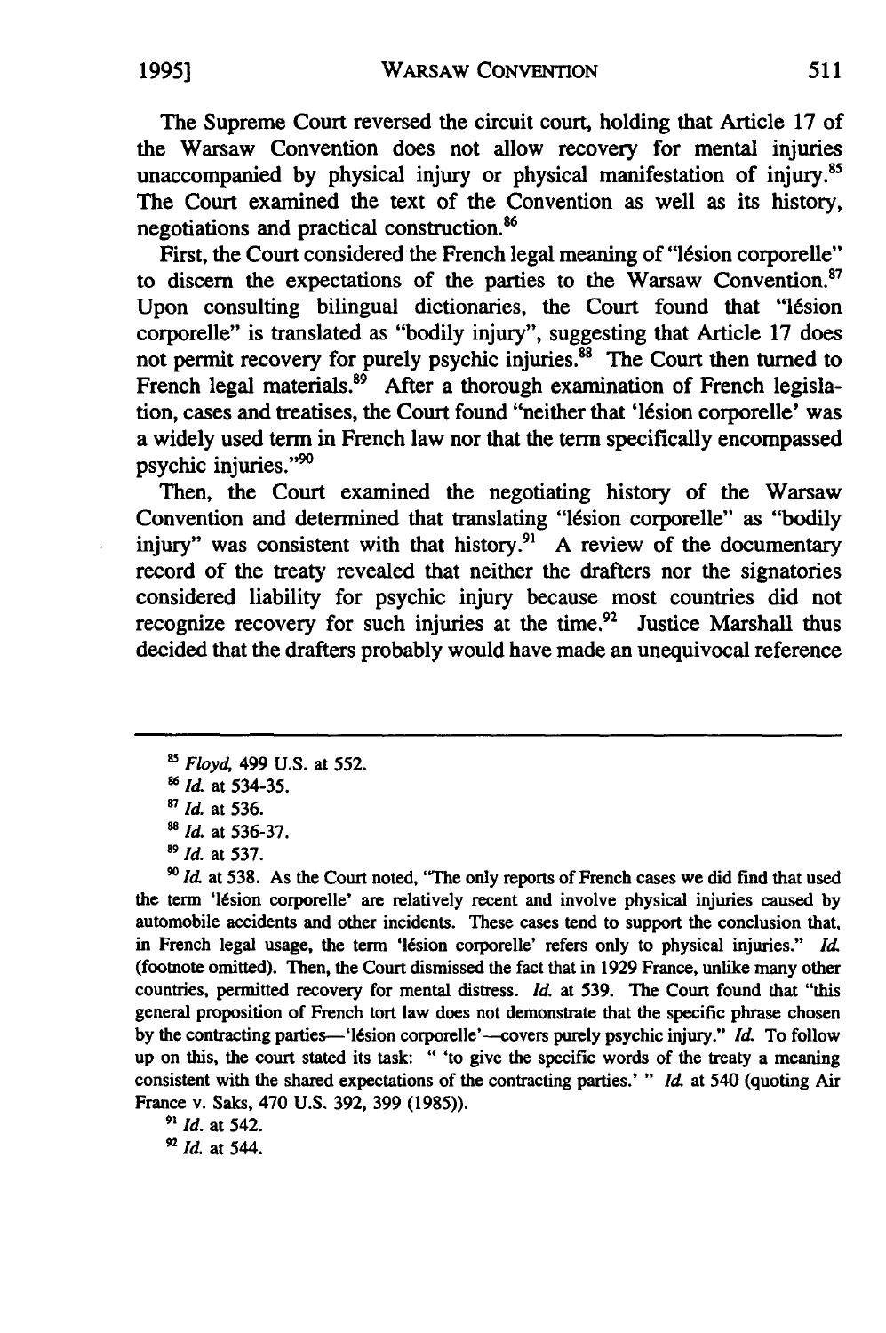The Supreme Court reversed the circuit court, holding that Article 17 of the Warsaw Convention does not allow recovery for mental injuries unaccompanied by physical injury or physical manifestation of injury.[85] The Court examined the text of the Convention as well as its history, negotiations and practical construction.[86]

First, the Court considered the French legal meaning of "lésion corporelle" to discern the expectations of the parties to the Warsaw Convention.[87] Upon consulting bilingual dictionaries, the Court found that "lésion corporelle" is translated as "bodily injury", suggesting that Article 17 does not permit recovery for purely psychic injuries.[88] The Court then turned to French legal materials.[89] After a thorough examination of French legislation, cases and treatises, the Court found "neither that 'lésion corporelle' was a widely used term in French law nor that the term specifically encompassed psychic injuries."[90]

Then, the Court examined the negotiating history of the Warsaw Convention and determined that translating "lésion corporelle" as "bodily injury" was consistent with that history.[91] A review of the documentary record of the treaty revealed that neither the drafters nor the signatories considered liability for psychic injury because most countries did not recognize recovery for such injuries at the time.[92] Justice Marshall thus decided that the drafters probably would have made an unequivocal reference

---

[85] *Floyd*, 499 U.S. at 552.

[86] *Id.* at 534-35.

[87] *Id.* at 536.

[88] *Id.* at 536-37.

[89] *Id.* at 537.

[90] *Id.* at 538. As the Court noted, "The only reports of French cases we did find that used the term 'lésion corporelle' are relatively recent and involve physical injuries caused by automobile accidents and other incidents. These cases tend to support the conclusion that, in French legal usage, the term 'lésion corporelle' refers only to physical injuries." *Id.* (footnote omitted). Then, the Court dismissed the fact that in 1929 France, unlike many other countries, permitted recovery for mental distress. *Id.* at 539. The Court found that "this general proposition of French tort law does not demonstrate that the specific phrase chosen by the contracting parties—'lésion corporelle'—covers purely psychic injury." *Id.* To follow up on this, the court stated its task: " 'to give the specific words of the treaty a meaning consistent with the shared expectations of the contracting parties.' " *Id.* at 540 (quoting Air France v. Saks, 470 U.S. 392, 399 (1985)).

[91] *Id.* at 542.

[92] *Id.* at 544.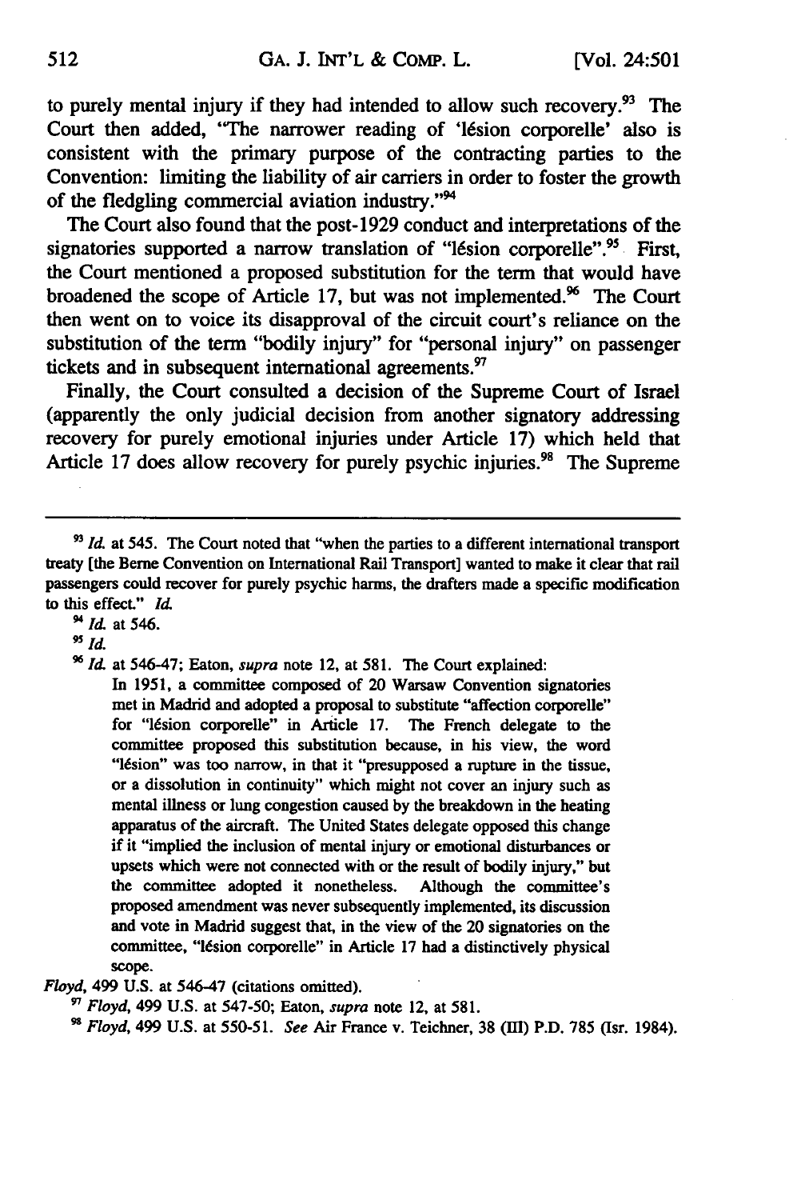to purely mental injury if they had intended to allow such recovery.[93] The Court then added, "The narrower reading of 'lésion corporelle' also is consistent with the primary purpose of the contracting parties to the Convention: limiting the liability of air carriers in order to foster the growth of the fledgling commercial aviation industry."[94]

The Court also found that the post-1929 conduct and interpretations of the signatories supported a narrow translation of "lésion corporelle".[95] First, the Court mentioned a proposed substitution for the term that would have broadened the scope of Article 17, but was not implemented.[96] The Court then went on to voice its disapproval of the circuit court's reliance on the substitution of the term "bodily injury" for "personal injury" on passenger tickets and in subsequent international agreements.[97]

Finally, the Court consulted a decision of the Supreme Court of Israel (apparently the only judicial decision from another signatory addressing recovery for purely emotional injuries under Article 17) which held that Article 17 does allow recovery for purely psychic injuries.[98] The Supreme

---

[93] *Id.* at 545. The Court noted that "when the parties to a different international transport treaty [the Berne Convention on International Rail Transport] wanted to make it clear that rail passengers could recover for purely psychic harms, the drafters made a specific modification to this effect." *Id.*

[94] *Id.* at 546.

[95] *Id.*

[96] *Id.* at 546-47; Eaton, *supra* note 12, at 581. The Court explained:

> In 1951, a committee composed of 20 Warsaw Convention signatories met in Madrid and adopted a proposal to substitute "affection corporelle" for "lésion corporelle" in Article 17. The French delegate to the committee proposed this substitution because, in his view, the word "lésion" was too narrow, in that it "presupposed a rupture in the tissue, or a dissolution in continuity" which might not cover an injury such as mental illness or lung congestion caused by the breakdown in the heating apparatus of the aircraft. The United States delegate opposed this change if it "implied the inclusion of mental injury or emotional disturbances or upsets which were not connected with or the result of bodily injury," but the committee adopted it nonetheless. Although the committee's proposed amendment was never subsequently implemented, its discussion and vote in Madrid suggest that, in the view of the 20 signatories on the committee, "lésion corporelle" in Article 17 had a distinctively physical scope.

*Floyd*, 499 U.S. at 546-47 (citations omitted).

[97] *Floyd*, 499 U.S. at 547-50; Eaton, *supra* note 12, at 581.

[98] *Floyd*, 499 U.S. at 550-51. *See* Air France v. Teichner, 38 (III) P.D. 785 (Isr. 1984).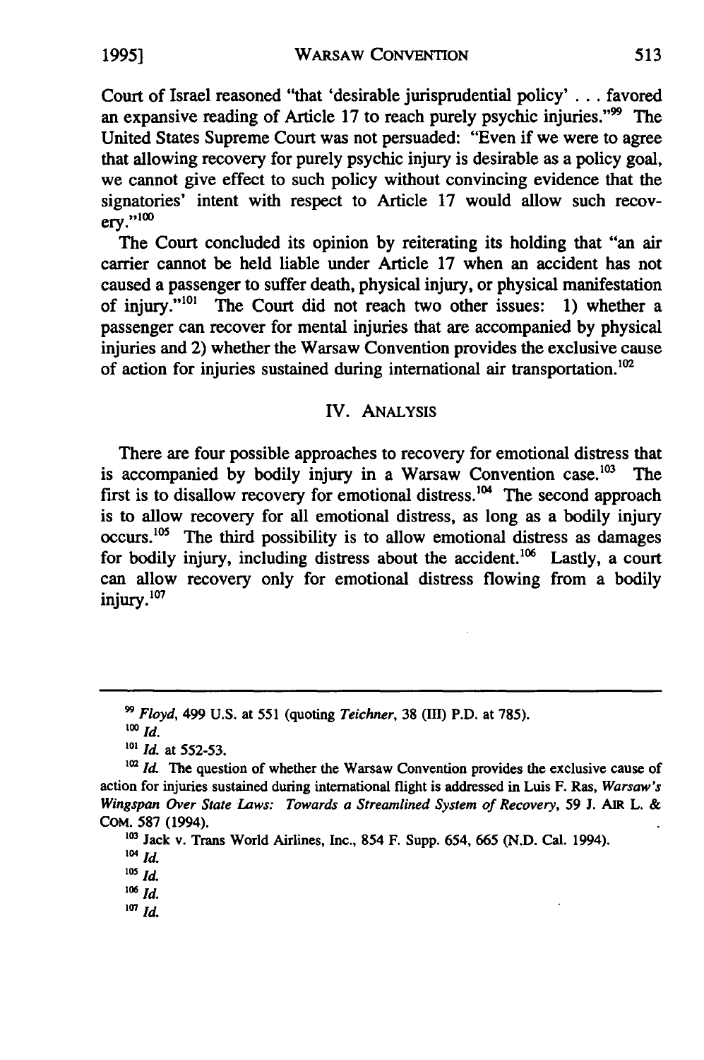Court of Israel reasoned "that 'desirable jurisprudential policy' . . . favored an expansive reading of Article 17 to reach purely psychic injuries."[99] The United States Supreme Court was not persuaded: "Even if we were to agree that allowing recovery for purely psychic injury is desirable as a policy goal, we cannot give effect to such policy without convincing evidence that the signatories' intent with respect to Article 17 would allow such recovery."[100]

The Court concluded its opinion by reiterating its holding that "an air carrier cannot be held liable under Article 17 when an accident has not caused a passenger to suffer death, physical injury, or physical manifestation of injury."[101] The Court did not reach two other issues: 1) whether a passenger can recover for mental injuries that are accompanied by physical injuries and 2) whether the Warsaw Convention provides the exclusive cause of action for injuries sustained during international air transportation.[102]

## IV. ANALYSIS

There are four possible approaches to recovery for emotional distress that is accompanied by bodily injury in a Warsaw Convention case.[103] The first is to disallow recovery for emotional distress.[104] The second approach is to allow recovery for all emotional distress, as long as a bodily injury occurs.[105] The third possibility is to allow emotional distress as damages for bodily injury, including distress about the accident.[106] Lastly, a court can allow recovery only for emotional distress flowing from a bodily injury.[107]

---

[99] *Floyd*, 499 U.S. at 551 (quoting *Teichner*, 38 (III) P.D. at 785).

[100] *Id.*

[101] *Id.* at 552-53.

[102] *Id.* The question of whether the Warsaw Convention provides the exclusive cause of action for injuries sustained during international flight is addressed in Luis F. Ras, *Warsaw's Wingspan Over State Laws: Towards a Streamlined System of Recovery*, 59 J. AIR L. & COM. 587 (1994).

[103] Jack v. Trans World Airlines, Inc., 854 F. Supp. 654, 665 (N.D. Cal. 1994).

[104] *Id.*

[105] *Id.*

[106] *Id.*

[107] *Id.*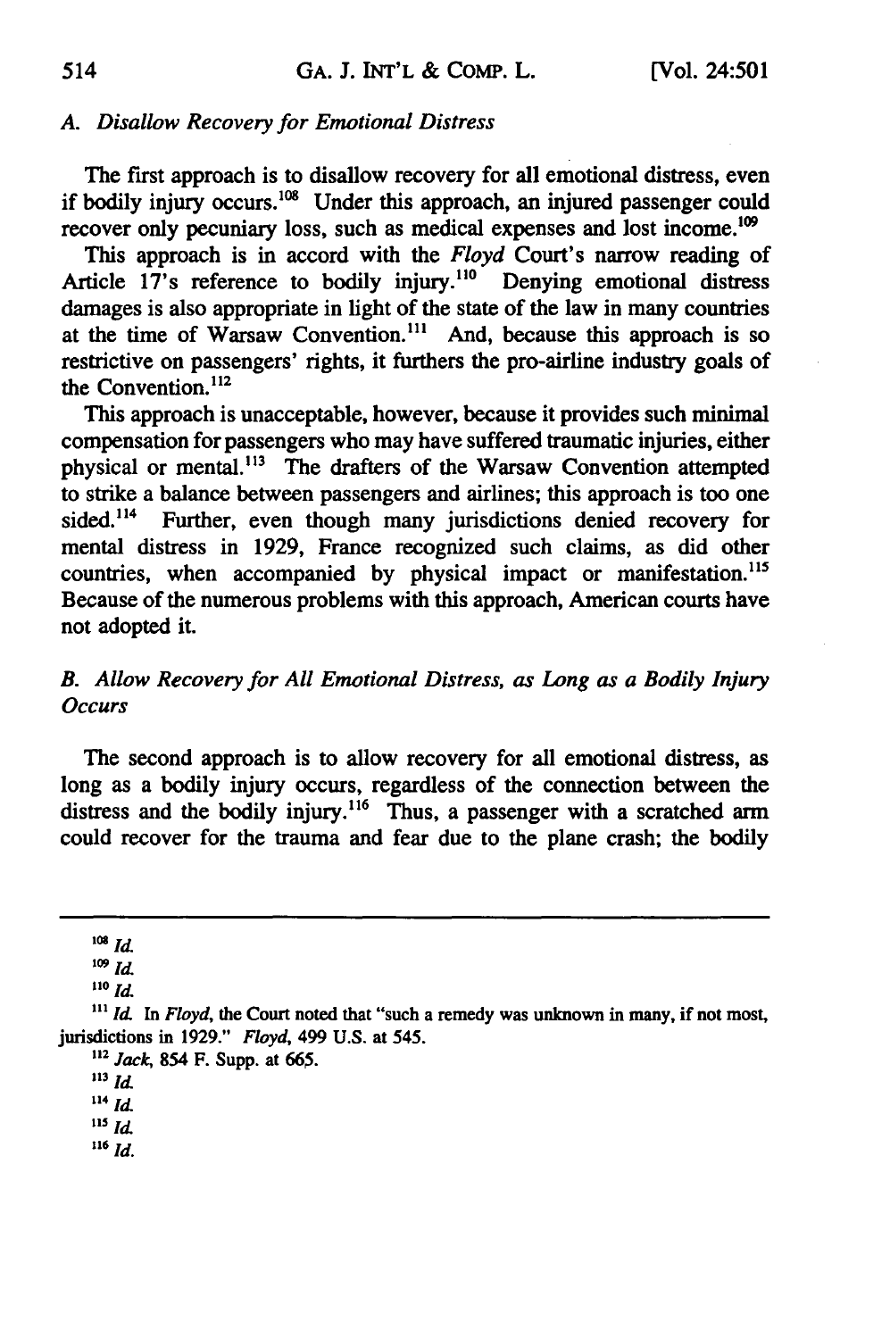### *A. Disallow Recovery for Emotional Distress*

The first approach is to disallow recovery for all emotional distress, even if bodily injury occurs.[108] Under this approach, an injured passenger could recover only pecuniary loss, such as medical expenses and lost income.[109]

This approach is in accord with the *Floyd* Court's narrow reading of Article 17's reference to bodily injury.[110] Denying emotional distress damages is also appropriate in light of the state of the law in many countries at the time of Warsaw Convention.[111] And, because this approach is so restrictive on passengers' rights, it furthers the pro-airline industry goals of the Convention.[112]

This approach is unacceptable, however, because it provides such minimal compensation for passengers who may have suffered traumatic injuries, either physical or mental.[113] The drafters of the Warsaw Convention attempted to strike a balance between passengers and airlines; this approach is too one sided.[114] Further, even though many jurisdictions denied recovery for mental distress in 1929, France recognized such claims, as did other countries, when accompanied by physical impact or manifestation.[115] Because of the numerous problems with this approach, American courts have not adopted it.

### *B. Allow Recovery for All Emotional Distress, as Long as a Bodily Injury Occurs*

The second approach is to allow recovery for all emotional distress, as long as a bodily injury occurs, regardless of the connection between the distress and the bodily injury.[116] Thus, a passenger with a scratched arm could recover for the trauma and fear due to the plane crash; the bodily

---

[108] *Id.*

[109] *Id.*

[110] *Id.*

[111] *Id.* In *Floyd*, the Court noted that "such a remedy was unknown in many, if not most, jurisdictions in 1929." *Floyd*, 499 U.S. at 545.

[112] *Jack*, 854 F. Supp. at 665.

[113] *Id.*

[114] *Id.*

[115] *Id.*

[116] *Id.*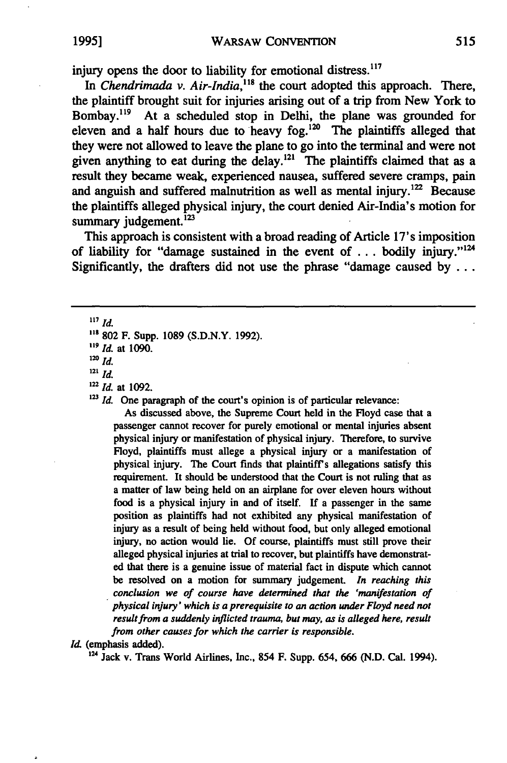injury opens the door to liability for emotional distress.[117]

In *Chendrimada v. Air-India*,[118] the court adopted this approach. There, the plaintiff brought suit for injuries arising out of a trip from New York to Bombay.[119] At a scheduled stop in Delhi, the plane was grounded for eleven and a half hours due to heavy fog.[120] The plaintiffs alleged that they were not allowed to leave the plane to go into the terminal and were not given anything to eat during the delay.[121] The plaintiffs claimed that as a result they became weak, experienced nausea, suffered severe cramps, pain and anguish and suffered malnutrition as well as mental injury.[122] Because the plaintiffs alleged physical injury, the court denied Air-India's motion for summary judgement.[123]

This approach is consistent with a broad reading of Article 17's imposition of liability for "damage sustained in the event of . . . bodily injury."[124] Significantly, the drafters did not use the phrase "damage caused by . . .

---

[117] *Id.*

[118] 802 F. Supp. 1089 (S.D.N.Y. 1992).

[119] *Id.* at 1090.

[120] *Id.*

[121] *Id.*

[122] *Id.* at 1092.

[123] *Id.* One paragraph of the court's opinion is of particular relevance:

> As discussed above, the Supreme Court held in the Floyd case that a passenger cannot recover for purely emotional or mental injuries absent physical injury or manifestation of physical injury. Therefore, to survive Floyd, plaintiffs must allege a physical injury or a manifestation of physical injury. The Court finds that plaintiff's allegations satisfy this requirement. It should be understood that the Court is not ruling that as a matter of law being held on an airplane for over eleven hours without food is a physical injury in and of itself. If a passenger in the same position as plaintiffs had not exhibited any physical manifestation of injury as a result of being held without food, but only alleged emotional injury, no action would lie. Of course, plaintiffs must still prove their alleged physical injuries at trial to recover, but plaintiffs have demonstrated that there is a genuine issue of material fact in dispute which cannot be resolved on a motion for summary judgement. *In reaching this conclusion we of course have determined that the 'manifestation of physical injury' which is a prerequisite to an action under Floyd need not result from a suddenly inflicted trauma, but may, as is alleged here, result from other causes for which the carrier is responsible.*

*Id.* (emphasis added).

[124] Jack v. Trans World Airlines, Inc., 854 F. Supp. 654, 666 (N.D. Cal. 1994).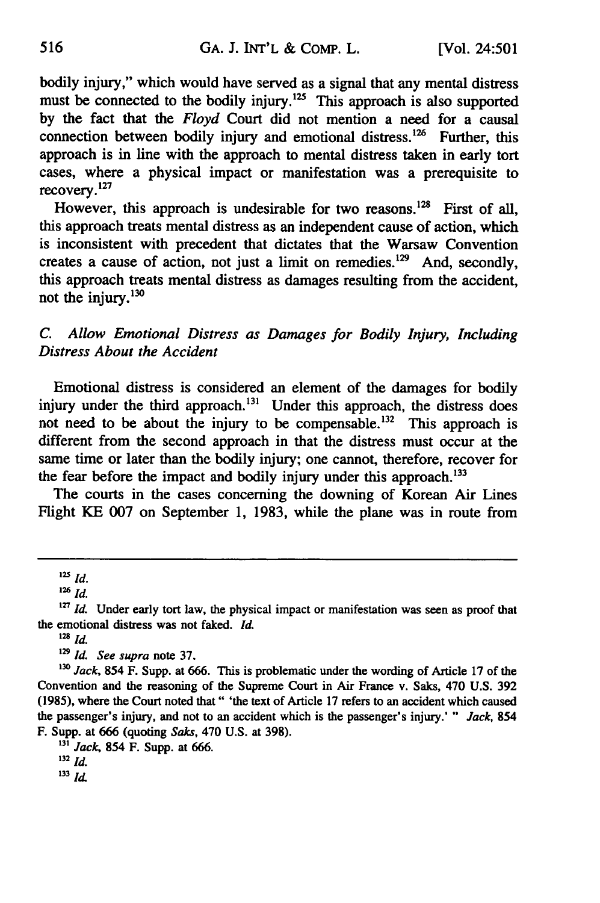bodily injury," which would have served as a signal that any mental distress must be connected to the bodily injury.[125] This approach is also supported by the fact that the *Floyd* Court did not mention a need for a causal connection between bodily injury and emotional distress.[126] Further, this approach is in line with the approach to mental distress taken in early tort cases, where a physical impact or manifestation was a prerequisite to recovery.[127]

However, this approach is undesirable for two reasons.[128] First of all, this approach treats mental distress as an independent cause of action, which is inconsistent with precedent that dictates that the Warsaw Convention creates a cause of action, not just a limit on remedies.[129] And, secondly, this approach treats mental distress as damages resulting from the accident, not the injury.[130]

### C. *Allow Emotional Distress as Damages for Bodily Injury, Including Distress About the Accident*

Emotional distress is considered an element of the damages for bodily injury under the third approach.[131] Under this approach, the distress does not need to be about the injury to be compensable.[132] This approach is different from the second approach in that the distress must occur at the same time or later than the bodily injury; one cannot, therefore, recover for the fear before the impact and bodily injury under this approach.[133]

The courts in the cases concerning the downing of Korean Air Lines Flight KE 007 on September 1, 1983, while the plane was in route from

---

[125] *Id.*

[126] *Id.*

[127] *Id.* Under early tort law, the physical impact or manifestation was seen as proof that the emotional distress was not faked. *Id.*

[128] *Id.*

[129] *Id. See supra* note 37.

[130] *Jack*, 854 F. Supp. at 666. This is problematic under the wording of Article 17 of the Convention and the reasoning of the Supreme Court in Air France v. Saks, 470 U.S. 392 (1985), where the Court noted that " 'the text of Article 17 refers to an accident which caused the passenger's injury, and not to an accident which is the passenger's injury.' " *Jack*, 854 F. Supp. at 666 (quoting *Saks*, 470 U.S. at 398).

[131] *Jack*, 854 F. Supp. at 666.

[132] *Id.*

[133] *Id.*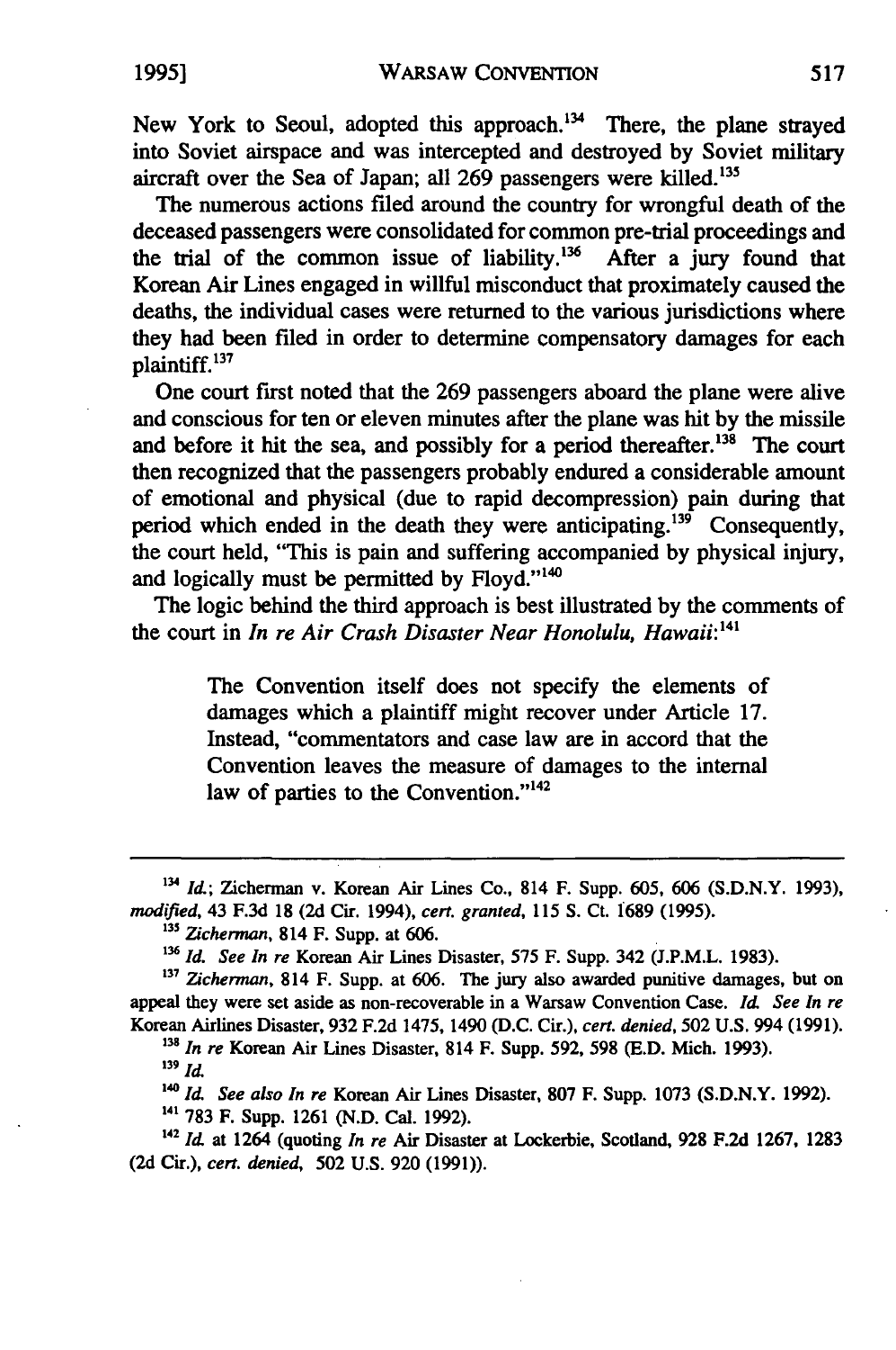New York to Seoul, adopted this approach.[134] There, the plane strayed into Soviet airspace and was intercepted and destroyed by Soviet military aircraft over the Sea of Japan; all 269 passengers were killed.[135]

The numerous actions filed around the country for wrongful death of the deceased passengers were consolidated for common pre-trial proceedings and the trial of the common issue of liability.[136] After a jury found that Korean Air Lines engaged in willful misconduct that proximately caused the deaths, the individual cases were returned to the various jurisdictions where they had been filed in order to determine compensatory damages for each plaintiff.[137]

One court first noted that the 269 passengers aboard the plane were alive and conscious for ten or eleven minutes after the plane was hit by the missile and before it hit the sea, and possibly for a period thereafter.[138] The court then recognized that the passengers probably endured a considerable amount of emotional and physical (due to rapid decompression) pain during that period which ended in the death they were anticipating.[139] Consequently, the court held, "This is pain and suffering accompanied by physical injury, and logically must be permitted by Floyd."[140]

The logic behind the third approach is best illustrated by the comments of the court in *In re Air Crash Disaster Near Honolulu, Hawaii*:[141]

> The Convention itself does not specify the elements of damages which a plaintiff might recover under Article 17. Instead, "commentators and case law are in accord that the Convention leaves the measure of damages to the internal law of parties to the Convention."[142]

---

[134] *Id.*; Zicherman v. Korean Air Lines Co., 814 F. Supp. 605, 606 (S.D.N.Y. 1993), *modified*, 43 F.3d 18 (2d Cir. 1994), *cert. granted*, 115 S. Ct. 1689 (1995).

[135] *Zicherman*, 814 F. Supp. at 606.

[136] *Id. See In re* Korean Air Lines Disaster, 575 F. Supp. 342 (J.P.M.L. 1983).

[137] *Zicherman*, 814 F. Supp. at 606. The jury also awarded punitive damages, but on appeal they were set aside as non-recoverable in a Warsaw Convention Case. *Id. See In re* Korean Airlines Disaster, 932 F.2d 1475, 1490 (D.C. Cir.), *cert. denied*, 502 U.S. 994 (1991).

[138] *In re* Korean Air Lines Disaster, 814 F. Supp. 592, 598 (E.D. Mich. 1993).

[139] *Id.*

[140] *Id. See also In re* Korean Air Lines Disaster, 807 F. Supp. 1073 (S.D.N.Y. 1992).

[141] 783 F. Supp. 1261 (N.D. Cal. 1992).

[142] *Id.* at 1264 (quoting *In re* Air Disaster at Lockerbie, Scotland, 928 F.2d 1267, 1283 (2d Cir.), *cert. denied*, 502 U.S. 920 (1991)).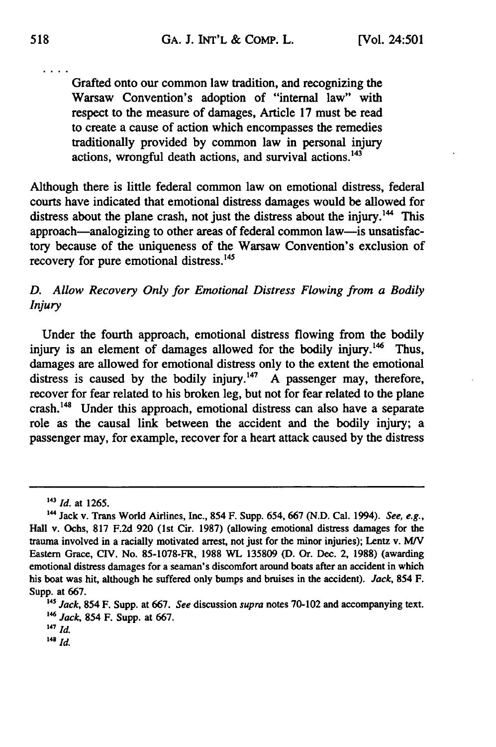. . . .

> Grafted onto our common law tradition, and recognizing the Warsaw Convention's adoption of "internal law" with respect to the measure of damages, Article 17 must be read to create a cause of action which encompasses the remedies traditionally provided by common law in personal injury actions, wrongful death actions, and survival actions.[143]

Although there is little federal common law on emotional distress, federal courts have indicated that emotional distress damages would be allowed for distress about the plane crash, not just the distress about the injury.[144] This approach—analogizing to other areas of federal common law—is unsatisfactory because of the uniqueness of the Warsaw Convention's exclusion of recovery for pure emotional distress.[145]

### *D. Allow Recovery Only for Emotional Distress Flowing from a Bodily Injury*

Under the fourth approach, emotional distress flowing from the bodily injury is an element of damages allowed for the bodily injury.[146] Thus, damages are allowed for emotional distress only to the extent the emotional distress is caused by the bodily injury.[147] A passenger may, therefore, recover for fear related to his broken leg, but not for fear related to the plane crash.[148] Under this approach, emotional distress can also have a separate role as the causal link between the accident and the bodily injury; a passenger may, for example, recover for a heart attack caused by the distress

---

[143] *Id.* at 1265.

[144] Jack v. Trans World Airlines, Inc., 854 F. Supp. 654, 667 (N.D. Cal. 1994). *See, e.g.*, Hall v. Ochs, 817 F.2d 920 (1st Cir. 1987) (allowing emotional distress damages for the trauma involved in a racially motivated arrest, not just for the minor injuries); Lentz v. M/V Eastern Grace, CIV. No. 85-1078-FR, 1988 WL 135809 (D. Or. Dec. 2, 1988) (awarding emotional distress damages for a seaman's discomfort around boats after an accident in which his boat was hit, although he suffered only bumps and bruises in the accident). *Jack*, 854 F. Supp. at 667.

[145] *Jack*, 854 F. Supp. at 667. *See* discussion *supra* notes 70-102 and accompanying text.

[146] *Jack*, 854 F. Supp. at 667.

[147] *Id.*

[148] *Id.*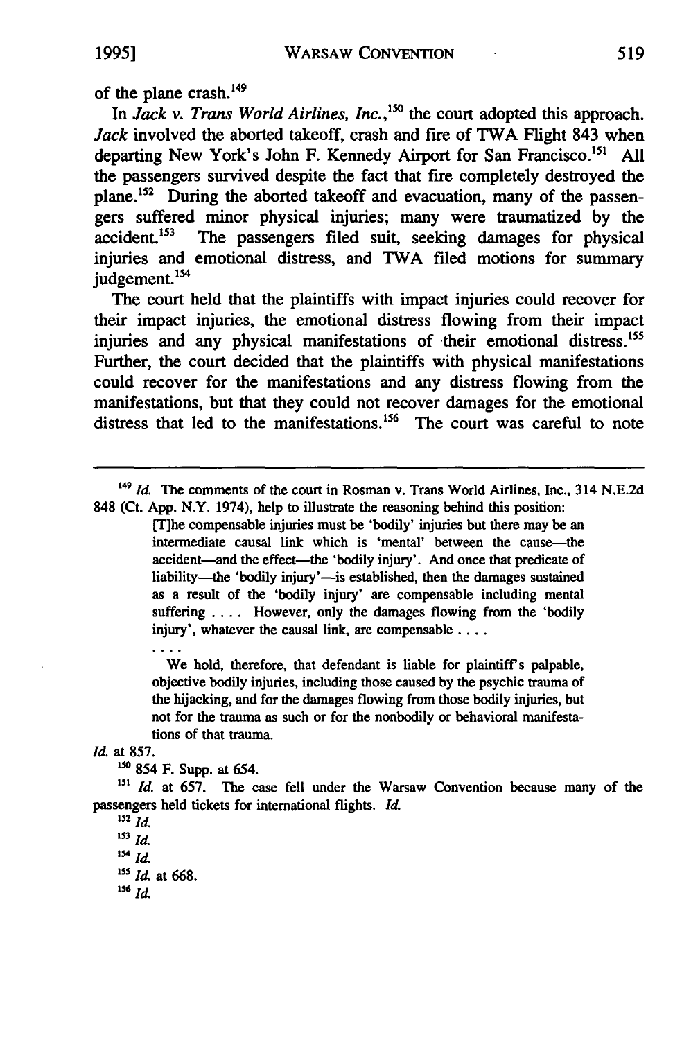of the plane crash.[149]

In *Jack v. Trans World Airlines, Inc.*,[150] the court adopted this approach. *Jack* involved the aborted takeoff, crash and fire of TWA Flight 843 when departing New York's John F. Kennedy Airport for San Francisco.[151] All the passengers survived despite the fact that fire completely destroyed the plane.[152] During the aborted takeoff and evacuation, many of the passengers suffered minor physical injuries; many were traumatized by the accident.[153] The passengers filed suit, seeking damages for physical injuries and emotional distress, and TWA filed motions for summary judgement.[154]

The court held that the plaintiffs with impact injuries could recover for their impact injuries, the emotional distress flowing from their impact injuries and any physical manifestations of their emotional distress.[155] Further, the court decided that the plaintiffs with physical manifestations could recover for the manifestations and any distress flowing from the manifestations, but that they could not recover damages for the emotional distress that led to the manifestations.[156] The court was careful to note

---

[149] *Id.* The comments of the court in Rosman v. Trans World Airlines, Inc., 314 N.E.2d 848 (Ct. App. N.Y. 1974), help to illustrate the reasoning behind this position:

> [T]he compensable injuries must be 'bodily' injuries but there may be an intermediate causal link which is 'mental' between the cause—the accident—and the effect—the 'bodily injury'. And once that predicate of liability—the 'bodily injury'—is established, then the damages sustained as a result of the 'bodily injury' are compensable including mental suffering . . . . However, only the damages flowing from the 'bodily injury', whatever the causal link, are compensable . . . .
>
> . . . .
>
> We hold, therefore, that defendant is liable for plaintiff's palpable, objective bodily injuries, including those caused by the psychic trauma of the hijacking, and for the damages flowing from those bodily injuries, but not for the trauma as such or for the nonbodily or behavioral manifestations of that trauma.

*Id.* at 857.

[150] 854 F. Supp. at 654.

[151] *Id.* at 657. The case fell under the Warsaw Convention because many of the passengers held tickets for international flights. *Id.*

[152] *Id.*

[153] *Id.*

[154] *Id.*

[155] *Id.* at 668.

[156] *Id.*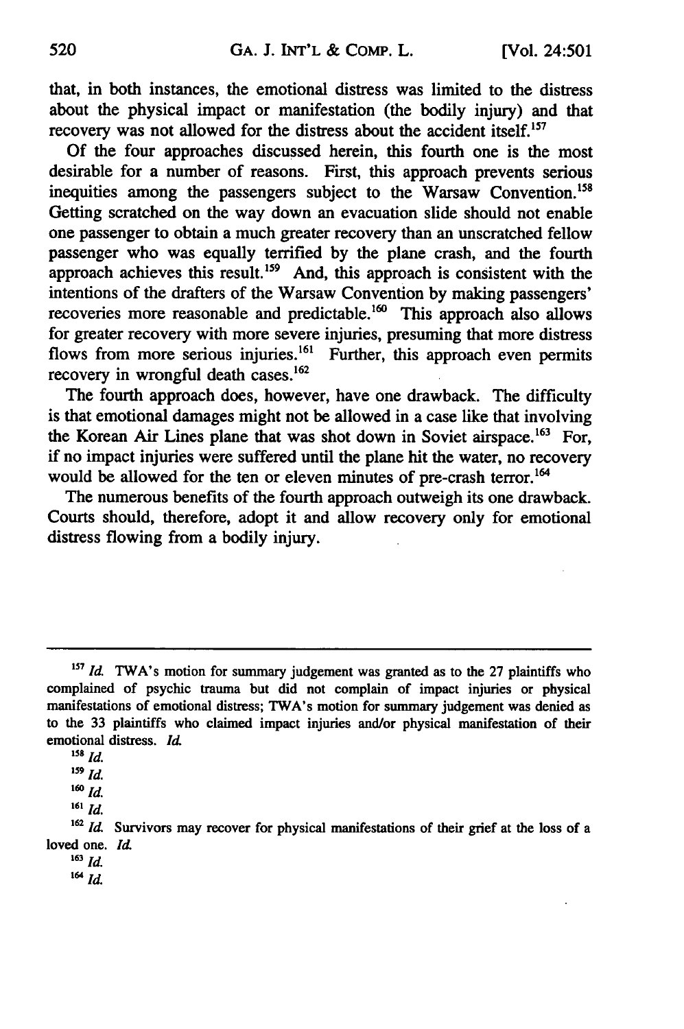that, in both instances, the emotional distress was limited to the distress about the physical impact or manifestation (the bodily injury) and that recovery was not allowed for the distress about the accident itself.[157]

Of the four approaches discussed herein, this fourth one is the most desirable for a number of reasons. First, this approach prevents serious inequities among the passengers subject to the Warsaw Convention.[158] Getting scratched on the way down an evacuation slide should not enable one passenger to obtain a much greater recovery than an unscratched fellow passenger who was equally terrified by the plane crash, and the fourth approach achieves this result.[159] And, this approach is consistent with the intentions of the drafters of the Warsaw Convention by making passengers' recoveries more reasonable and predictable.[160] This approach also allows for greater recovery with more severe injuries, presuming that more distress flows from more serious injuries.[161] Further, this approach even permits recovery in wrongful death cases.[162]

The fourth approach does, however, have one drawback. The difficulty is that emotional damages might not be allowed in a case like that involving the Korean Air Lines plane that was shot down in Soviet airspace.[163] For, if no impact injuries were suffered until the plane hit the water, no recovery would be allowed for the ten or eleven minutes of pre-crash terror.[164]

The numerous benefits of the fourth approach outweigh its one drawback. Courts should, therefore, adopt it and allow recovery only for emotional distress flowing from a bodily injury.

---

[157] *Id.* TWA's motion for summary judgement was granted as to the 27 plaintiffs who complained of psychic trauma but did not complain of impact injuries or physical manifestations of emotional distress; TWA's motion for summary judgement was denied as to the 33 plaintiffs who claimed impact injuries and/or physical manifestation of their emotional distress. *Id.*

[158] *Id.*

[159] *Id.*

[160] *Id.*

[161] *Id.*

[162] *Id.* Survivors may recover for physical manifestations of their grief at the loss of a loved one. *Id.*

[163] *Id.*

[164] *Id.*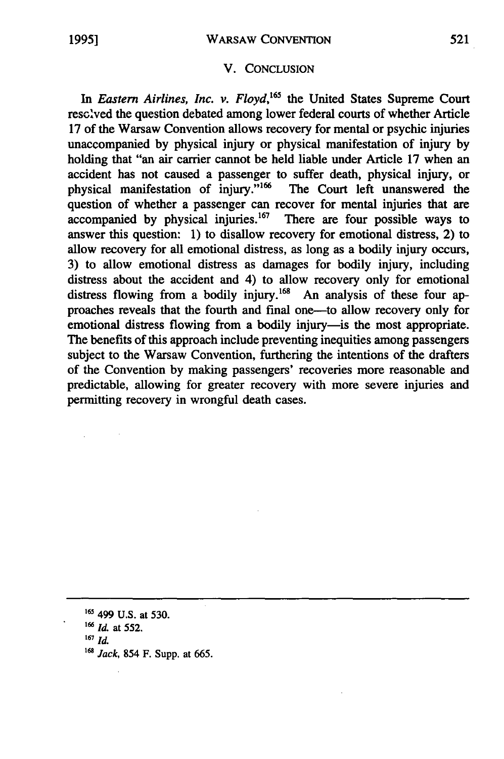## V. CONCLUSION

In *Eastern Airlines, Inc. v. Floyd*,[165] the United States Supreme Court resolved the question debated among lower federal courts of whether Article 17 of the Warsaw Convention allows recovery for mental or psychic injuries unaccompanied by physical injury or physical manifestation of injury by holding that "an air carrier cannot be held liable under Article 17 when an accident has not caused a passenger to suffer death, physical injury, or physical manifestation of injury."[166] The Court left unanswered the question of whether a passenger can recover for mental injuries that are accompanied by physical injuries.[167] There are four possible ways to answer this question: 1) to disallow recovery for emotional distress, 2) to allow recovery for all emotional distress, as long as a bodily injury occurs, 3) to allow emotional distress as damages for bodily injury, including distress about the accident and 4) to allow recovery only for emotional distress flowing from a bodily injury.[168] An analysis of these four approaches reveals that the fourth and final one—to allow recovery only for emotional distress flowing from a bodily injury—is the most appropriate. The benefits of this approach include preventing inequities among passengers subject to the Warsaw Convention, furthering the intentions of the drafters of the Convention by making passengers' recoveries more reasonable and predictable, allowing for greater recovery with more severe injuries and permitting recovery in wrongful death cases.

---

[165] 499 U.S. at 530.

[166] *Id.* at 552.

[167] *Id.*

[168] *Jack*, 854 F. Supp. at 665.